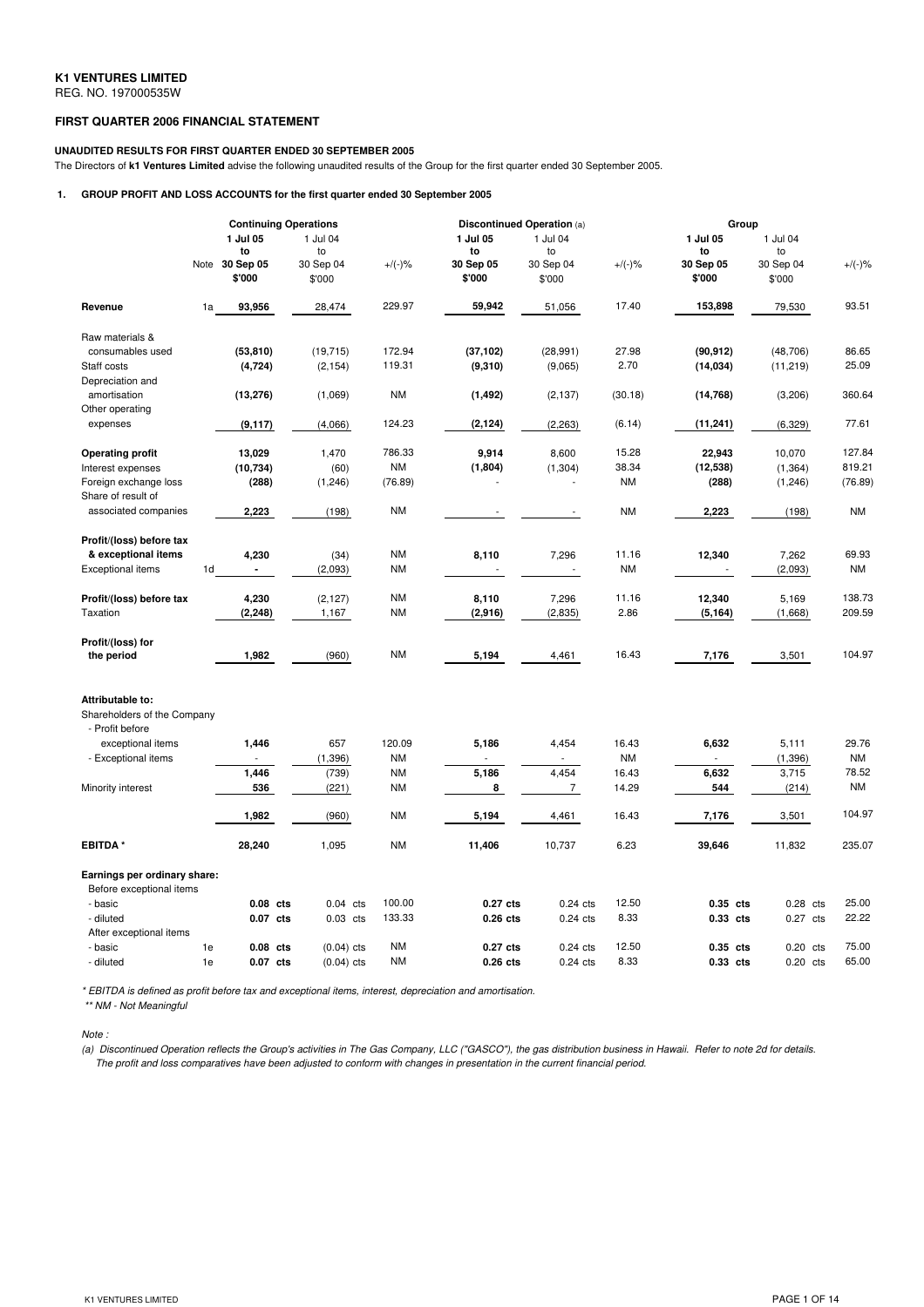**K1 VENTURES LIMITED**
REG. NO. 197000535W

**FIRST QUARTER 2006 FINANCIAL STATEMENT**

**UNAUDITED RESULTS FOR FIRST QUARTER ENDED 30 SEPTEMBER 2005**

The Directors of **k1 Ventures Limited** advise the following unaudited results of the Group for the first quarter ended 30 September 2005.

**1. GROUP PROFIT AND LOSS ACCOUNTS for the first quarter ended 30 September 2005**

| | Note | Continuing Operations | | | Discontinued Operation (a) | | | Group | | |
|---|---|---|---|---|---|---|---|---|---|---|
| | | **1 Jul 05 to 30 Sep 05 $'000** | 1 Jul 04 to 30 Sep 04 $'000 | +/(-)% | **1 Jul 05 to 30 Sep 05 $'000** | 1 Jul 04 to 30 Sep 04 $'000 | +/(-)% | **1 Jul 05 to 30 Sep 05 $'000** | 1 Jul 04 to 30 Sep 04 $'000 | +/(-)% |
| **Revenue** | 1a | **93,956** | 28,474 | 229.97 | **59,942** | 51,056 | 17.40 | **153,898** | 79,530 | 93.51 |
| Raw materials & consumables used | | **(53,810)** | (19,715) | 172.94 | **(37,102)** | (28,991) | 27.98 | **(90,912)** | (48,706) | 86.65 |
| Staff costs | | **(4,724)** | (2,154) | 119.31 | **(9,310)** | (9,065) | 2.70 | **(14,034)** | (11,219) | 25.09 |
| Depreciation and amortisation | | **(13,276)** | (1,069) | NM | **(1,492)** | (2,137) | (30.18) | **(14,768)** | (3,206) | 360.64 |
| Other operating expenses | | **(9,117)** | (4,066) | 124.23 | **(2,124)** | (2,263) | (6.14) | **(11,241)** | (6,329) | 77.61 |
| **Operating profit** | | **13,029** | 1,470 | 786.33 | **9,914** | 8,600 | 15.28 | **22,943** | 10,070 | 127.84 |
| Interest expenses | | **(10,734)** | (60) | NM | **(1,804)** | (1,304) | 38.34 | **(12,538)** | (1,364) | 819.21 |
| Foreign exchange loss | | **(288)** | (1,246) | (76.89) | - | - | NM | **(288)** | (1,246) | (76.89) |
| Share of result of associated companies | | **2,223** | (198) | NM | - | - | NM | **2,223** | (198) | NM |
| **Profit/(loss) before tax & exceptional items** | | **4,230** | (34) | NM | **8,110** | 7,296 | 11.16 | **12,340** | 7,262 | 69.93 |
| Exceptional items | 1d | **-** | (2,093) | NM | - | - | NM | - | (2,093) | NM |
| **Profit/(loss) before tax** | | **4,230** | (2,127) | NM | **8,110** | 7,296 | 11.16 | **12,340** | 5,169 | 138.73 |
| Taxation | | **(2,248)** | 1,167 | NM | **(2,916)** | (2,835) | 2.86 | **(5,164)** | (1,668) | 209.59 |
| **Profit/(loss) for the period** | | **1,982** | (960) | NM | **5,194** | 4,461 | 16.43 | **7,176** | 3,501 | 104.97 |
| **Attributable to:** | | | | | | | | | | |
| Shareholders of the Company | | | | | | | | | | |
| - Profit before exceptional items | | **1,446** | 657 | 120.09 | **5,186** | 4,454 | 16.43 | **6,632** | 5,111 | 29.76 |
| - Exceptional items | | - | (1,396) | NM | - | - | NM | - | (1,396) | NM |
| | | **1,446** | (739) | NM | **5,186** | 4,454 | 16.43 | **6,632** | 3,715 | 78.52 |
| Minority interest | | **536** | (221) | NM | **8** | 7 | 14.29 | **544** | (214) | NM |
| | | **1,982** | (960) | NM | **5,194** | 4,461 | 16.43 | **7,176** | 3,501 | 104.97 |
| **EBITDA *** | | **28,240** | 1,095 | NM | **11,406** | 10,737 | 6.23 | **39,646** | 11,832 | 235.07 |
| **Earnings per ordinary share:** | | | | | | | | | | |
| Before exceptional items | | | | | | | | | | |
| - basic | | **0.08 cts** | 0.04 cts | 100.00 | **0.27 cts** | 0.24 cts | 12.50 | **0.35 cts** | 0.28 cts | 25.00 |
| - diluted | | **0.07 cts** | 0.03 cts | 133.33 | **0.26 cts** | 0.24 cts | 8.33 | **0.33 cts** | 0.27 cts | 22.22 |
| After exceptional items | | | | | | | | | | |
| - basic | 1e | **0.08 cts** | (0.04) cts | NM | **0.27 cts** | 0.24 cts | 12.50 | **0.35 cts** | 0.20 cts | 75.00 |
| - diluted | 1e | **0.07 cts** | (0.04) cts | NM | **0.26 cts** | 0.24 cts | 8.33 | **0.33 cts** | 0.20 cts | 65.00 |

*\* EBITDA is defined as profit before tax and exceptional items, interest, depreciation and amortisation.*
*\*\* NM - Not Meaningful*

*Note :*

*(a) Discontinued Operation reflects the Group's activities in The Gas Company, LLC ("GASCO"), the gas distribution business in Hawaii. Refer to note 2d for details. The profit and loss comparatives have been adjusted to conform with changes in presentation in the current financial period.*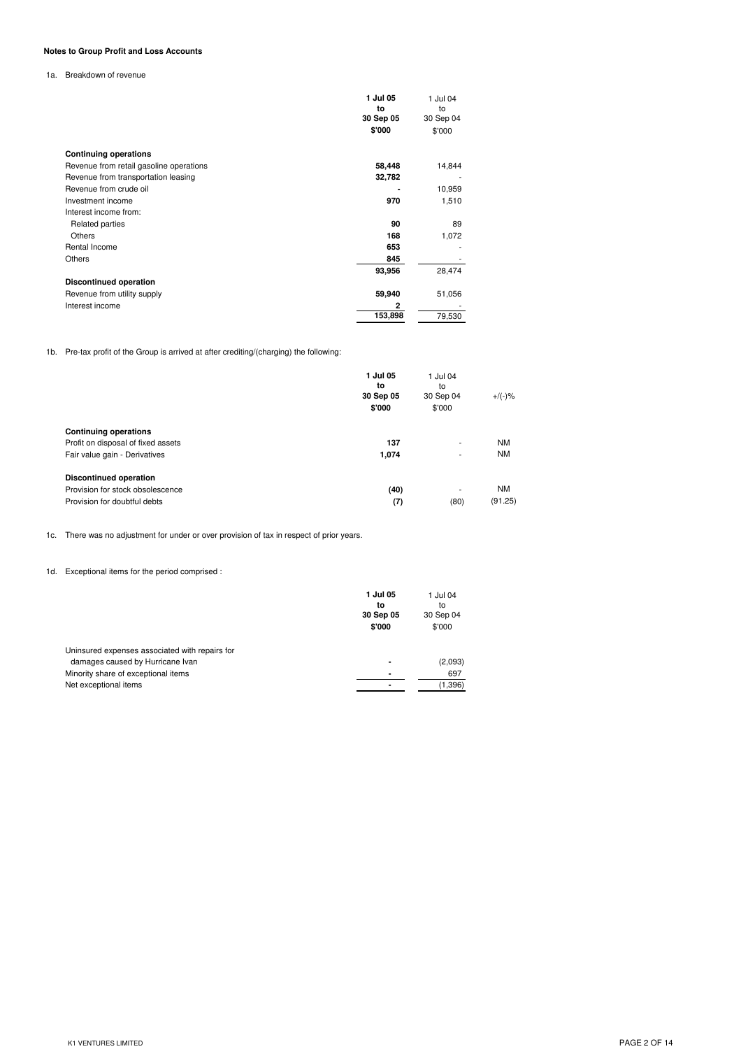#### Notes to Group Profit and Loss Accounts

1a. Breakdown of revenue

| | 1 Jul 05 to 30 Sep 05 $'000 | 1 Jul 04 to 30 Sep 04 $'000 |
|---|---|---|
| **Continuing operations** | | |
| Revenue from retail gasoline operations | 58,448 | 14,844 |
| Revenue from transportation leasing | 32,782 | - |
| Revenue from crude oil | - | 10,959 |
| Investment income | 970 | 1,510 |
| Interest income from: | | |
| Related parties | 90 | 89 |
| Others | 168 | 1,072 |
| Rental Income | 653 | - |
| Others | 845 | - |
| | 93,956 | 28,474 |
| **Discontinued operation** | | |
| Revenue from utility supply | 59,940 | 51,056 |
| Interest income | 2 | - |
| | 153,898 | 79,530 |

1b. Pre-tax profit of the Group is arrived at after crediting/(charging) the following:

| | 1 Jul 05 to 30 Sep 05 $'000 | 1 Jul 04 to 30 Sep 04 $'000 | +/(-)% |
|---|---|---|---|
| **Continuing operations** | | | |
| Profit on disposal of fixed assets | 137 | - | NM |
| Fair value gain - Derivatives | 1,074 | - | NM |
| **Discontinued operation** | | | |
| Provision for stock obsolescence | (40) | - | NM |
| Provision for doubtful debts | (7) | (80) | (91.25) |

1c. There was no adjustment for under or over provision of tax in respect of prior years.

1d. Exceptional items for the period comprised :

| | 1 Jul 05 to 30 Sep 05 $'000 | 1 Jul 04 to 30 Sep 04 $'000 |
|---|---|---|
| Uninsured expenses associated with repairs for damages caused by Hurricane Ivan | - | (2,093) |
| Minority share of exceptional items | - | 697 |
| Net exceptional items | - | (1,396) |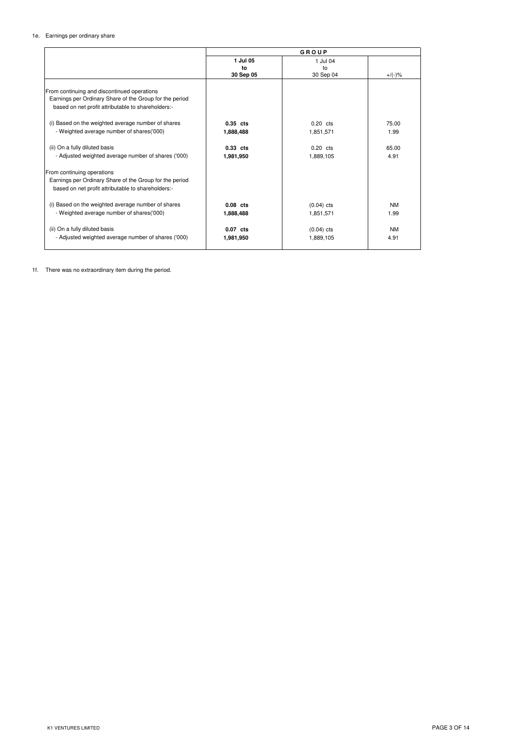1e. Earnings per ordinary share

| | GROUP | | |
|---|---|---|---|
| | **1 Jul 05 to 30 Sep 05** | 1 Jul 04 to 30 Sep 04 | +/(-)% |
| From continuing and discontinued operations<br>Earnings per Ordinary Share of the Group for the period based on net profit attributable to shareholders:- | | | |
| (i) Based on the weighted average number of shares | **0.35 cts** | 0.20 cts | 75.00 |
| - Weighted average number of shares('000) | **1,888,488** | 1,851,571 | 1.99 |
| (ii) On a fully diluted basis | **0.33 cts** | 0.20 cts | 65.00 |
| - Adjusted weighted average number of shares ('000) | **1,981,950** | 1,889,105 | 4.91 |
| From continuing operations<br>Earnings per Ordinary Share of the Group for the period based on net profit attributable to shareholders:- | | | |
| (i) Based on the weighted average number of shares | **0.08 cts** | (0.04) cts | NM |
| - Weighted average number of shares('000) | **1,888,488** | 1,851,571 | 1.99 |
| (ii) On a fully diluted basis | **0.07 cts** | (0.04) cts | NM |
| - Adjusted weighted average number of shares ('000) | **1,981,950** | 1,889,105 | 4.91 |

1f. There was no extraordinary item during the period.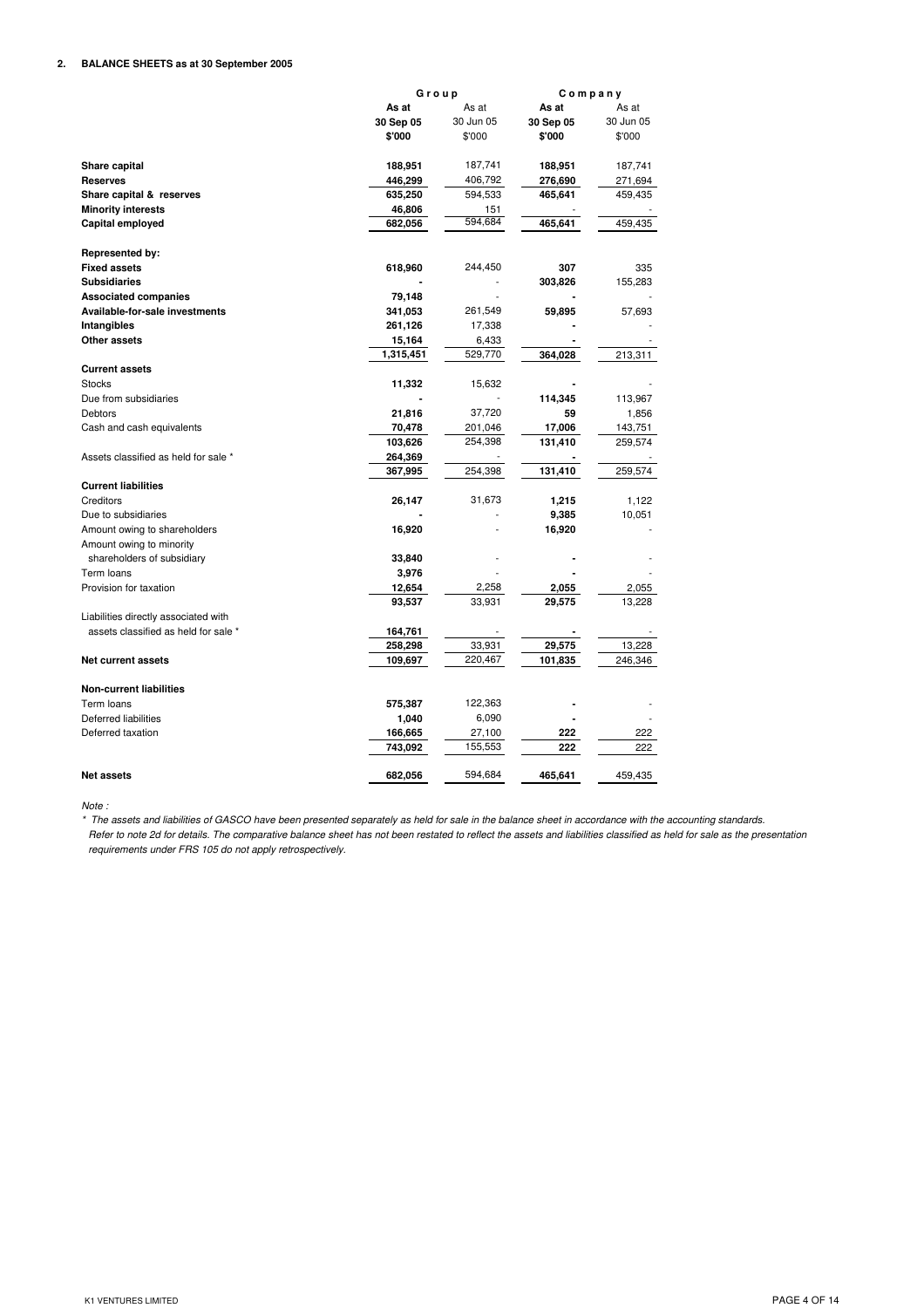## 2. BALANCE SHEETS as at 30 September 2005

| | Group | | Company | |
|---|---|---|---|---|
| | **As at 30 Sep 05** | As at 30 Jun 05 | **As at 30 Sep 05** | As at 30 Jun 05 |
| | **$'000** | $'000 | **$'000** | $'000 |
| **Share capital** | **188,951** | 187,741 | **188,951** | 187,741 |
| **Reserves** | **446,299** | 406,792 | **276,690** | 271,694 |
| **Share capital & reserves** | **635,250** | 594,533 | **465,641** | 459,435 |
| **Minority interests** | **46,806** | 151 | - | - |
| **Capital employed** | **682,056** | 594,684 | **465,641** | 459,435 |
| | | | | |
| **Represented by:** | | | | |
| **Fixed assets** | **618,960** | 244,450 | **307** | 335 |
| **Subsidiaries** | **-** | - | **303,826** | 155,283 |
| **Associated companies** | **79,148** | - | **-** | - |
| **Available-for-sale investments** | **341,053** | 261,549 | **59,895** | 57,693 |
| **Intangibles** | **261,126** | 17,338 | **-** | - |
| **Other assets** | **15,164** | 6,433 | **-** | - |
| | **1,315,451** | 529,770 | **364,028** | 213,311 |
| **Current assets** | | | | |
| Stocks | **11,332** | 15,632 | **-** | - |
| Due from subsidiaries | **-** | - | **114,345** | 113,967 |
| Debtors | **21,816** | 37,720 | **59** | 1,856 |
| Cash and cash equivalents | **70,478** | 201,046 | **17,006** | 143,751 |
| | **103,626** | 254,398 | **131,410** | 259,574 |
| Assets classified as held for sale * | **264,369** | - | **-** | - |
| | **367,995** | 254,398 | **131,410** | 259,574 |
| **Current liabilities** | | | | |
| Creditors | **26,147** | 31,673 | **1,215** | 1,122 |
| Due to subsidiaries | **-** | - | **9,385** | 10,051 |
| Amount owing to shareholders | **16,920** | - | **16,920** | - |
| Amount owing to minority shareholders of subsidiary | **33,840** | - | **-** | - |
| Term loans | **3,976** | - | **-** | - |
| Provision for taxation | **12,654** | 2,258 | **2,055** | 2,055 |
| | **93,537** | 33,931 | **29,575** | 13,228 |
| Liabilities directly associated with assets classified as held for sale * | **164,761** | - | **-** | - |
| | **258,298** | 33,931 | **29,575** | 13,228 |
| **Net current assets** | **109,697** | 220,467 | **101,835** | 246,346 |
| | | | | |
| **Non-current liabilities** | | | | |
| Term loans | **575,387** | 122,363 | **-** | - |
| Deferred liabilities | **1,040** | 6,090 | **-** | - |
| Deferred taxation | **166,665** | 27,100 | **222** | 222 |
| | **743,092** | 155,553 | **222** | 222 |
| | | | | |
| **Net assets** | **682,056** | 594,684 | **465,641** | 459,435 |

*Note :*

*\* The assets and liabilities of GASCO have been presented separately as held for sale in the balance sheet in accordance with the accounting standards. Refer to note 2d for details. The comparative balance sheet has not been restated to reflect the assets and liabilities classified as held for sale as the presentation requirements under FRS 105 do not apply retrospectively.*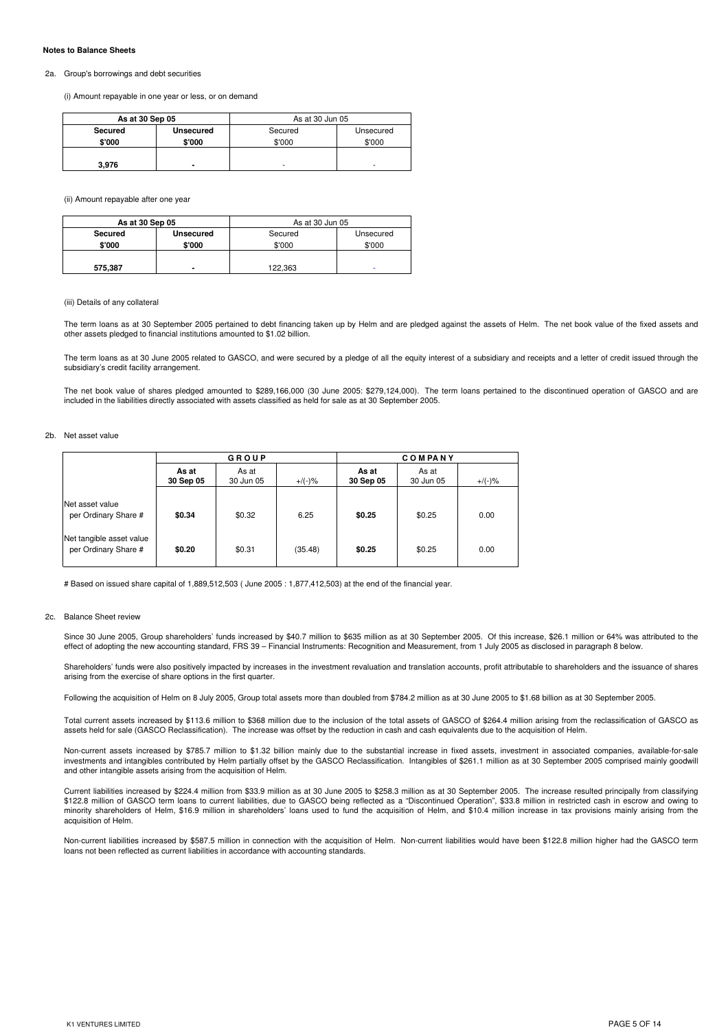**Notes to Balance Sheets**

2a. Group's borrowings and debt securities

(i) Amount repayable in one year or less, or on demand

| As at 30 Sep 05 | | As at 30 Jun 05 | |
|---|---|---|---|
| **Secured** | **Unsecured** | Secured | Unsecured |
| **$'000** | **$'000** | $'000 | $'000 |
| **3,976** | **-** | - | - |

(ii) Amount repayable after one year

| As at 30 Sep 05 | | As at 30 Jun 05 | |
|---|---|---|---|
| **Secured** | **Unsecured** | Secured | Unsecured |
| **$'000** | **$'000** | $'000 | $'000 |
| **575,387** | **-** | 122,363 | - |

(iii) Details of any collateral

The term loans as at 30 September 2005 pertained to debt financing taken up by Helm and are pledged against the assets of Helm. The net book value of the fixed assets and other assets pledged to financial institutions amounted to $1.02 billion.

The term loans as at 30 June 2005 related to GASCO, and were secured by a pledge of all the equity interest of a subsidiary and receipts and a letter of credit issued through the subsidiary's credit facility arrangement.

The net book value of shares pledged amounted to $289,166,000 (30 June 2005: $279,124,000). The term loans pertained to the discontinued operation of GASCO and are included in the liabilities directly associated with assets classified as held for sale as at 30 September 2005.

2b. Net asset value

| | GROUP | | | COMPANY | | |
|---|---|---|---|---|---|---|
| | **As at 30 Sep 05** | As at 30 Jun 05 | +/(-)% | **As at 30 Sep 05** | As at 30 Jun 05 | +/(-)% |
| Net asset value per Ordinary Share # | **$0.34** | $0.32 | 6.25 | **$0.25** | $0.25 | 0.00 |
| Net tangible asset value per Ordinary Share # | **$0.20** | $0.31 | (35.48) | **$0.25** | $0.25 | 0.00 |

# Based on issued share capital of 1,889,512,503 ( June 2005 : 1,877,412,503) at the end of the financial year.

2c. Balance Sheet review

Since 30 June 2005, Group shareholders' funds increased by $40.7 million to $635 million as at 30 September 2005. Of this increase, $26.1 million or 64% was attributed to the effect of adopting the new accounting standard, FRS 39 – Financial Instruments: Recognition and Measurement, from 1 July 2005 as disclosed in paragraph 8 below.

Shareholders' funds were also positively impacted by increases in the investment revaluation and translation accounts, profit attributable to shareholders and the issuance of shares arising from the exercise of share options in the first quarter.

Following the acquisition of Helm on 8 July 2005, Group total assets more than doubled from $784.2 million as at 30 June 2005 to $1.68 billion as at 30 September 2005.

Total current assets increased by $113.6 million to $368 million due to the inclusion of the total assets of GASCO of $264.4 million arising from the reclassification of GASCO as assets held for sale (GASCO Reclassification). The increase was offset by the reduction in cash and cash equivalents due to the acquisition of Helm.

Non-current assets increased by $785.7 million to $1.32 billion mainly due to the substantial increase in fixed assets, investment in associated companies, available-for-sale investments and intangibles contributed by Helm partially offset by the GASCO Reclassification. Intangibles of $261.1 million as at 30 September 2005 comprised mainly goodwill and other intangible assets arising from the acquisition of Helm.

Current liabilities increased by $224.4 million from $33.9 million as at 30 June 2005 to $258.3 million as at 30 September 2005. The increase resulted principally from classifying $122.8 million of GASCO term loans to current liabilities, due to GASCO being reflected as a "Discontinued Operation", $33.8 million in restricted cash in escrow and owing to minority shareholders of Helm, $16.9 million in shareholders' loans used to fund the acquisition of Helm, and $10.4 million increase in tax provisions mainly arising from the acquisition of Helm.

Non-current liabilities increased by $587.5 million in connection with the acquisition of Helm. Non-current liabilities would have been $122.8 million higher had the GASCO term loans not been reflected as current liabilities in accordance with accounting standards.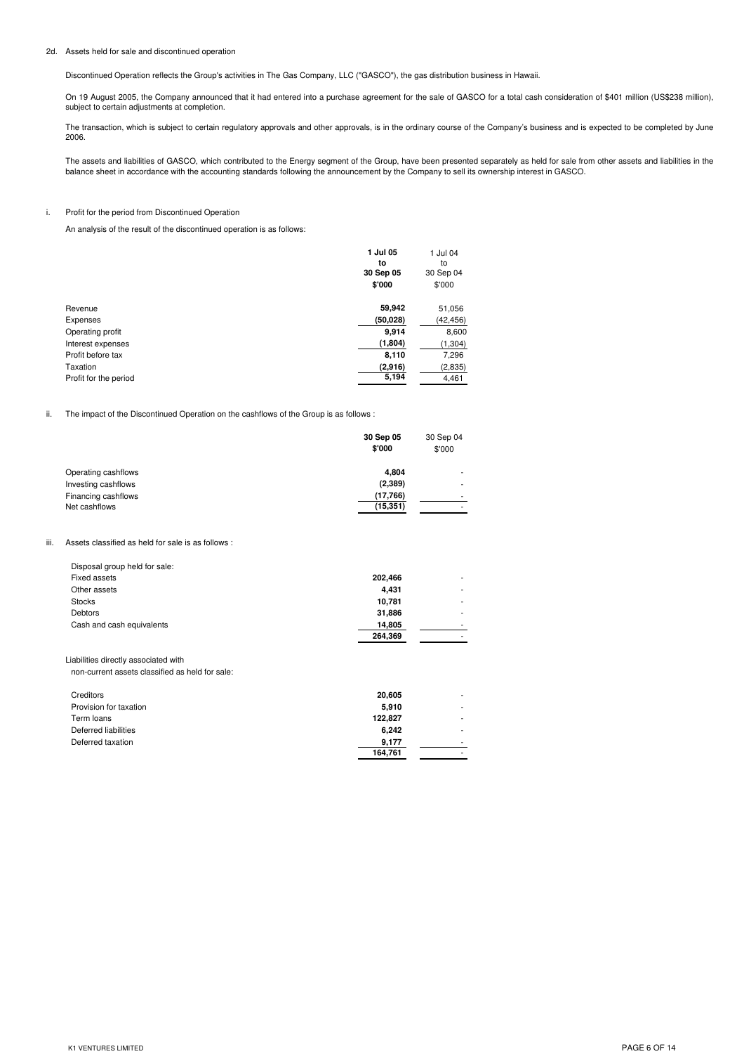2d. Assets held for sale and discontinued operation

Discontinued Operation reflects the Group's activities in The Gas Company, LLC ("GASCO"), the gas distribution business in Hawaii.

On 19 August 2005, the Company announced that it had entered into a purchase agreement for the sale of GASCO for a total cash consideration of $401 million (US$238 million), subject to certain adjustments at completion.

The transaction, which is subject to certain regulatory approvals and other approvals, is in the ordinary course of the Company's business and is expected to be completed by June 2006.

The assets and liabilities of GASCO, which contributed to the Energy segment of the Group, have been presented separately as held for sale from other assets and liabilities in the balance sheet in accordance with the accounting standards following the announcement by the Company to sell its ownership interest in GASCO.

i. Profit for the period from Discontinued Operation

An analysis of the result of the discontinued operation is as follows:

| | **1 Jul 05 to 30 Sep 05 $'000** | 1 Jul 04 to 30 Sep 04 $'000 |
|---|---|---|
| Revenue | **59,942** | 51,056 |
| Expenses | **(50,028)** | (42,456) |
| Operating profit | **9,914** | 8,600 |
| Interest expenses | **(1,804)** | (1,304) |
| Profit before tax | **8,110** | 7,296 |
| Taxation | **(2,916)** | (2,835) |
| Profit for the period | **5,194** | 4,461 |

ii. The impact of the Discontinued Operation on the cashflows of the Group is as follows :

| | **30 Sep 05 $'000** | 30 Sep 04 $'000 |
|---|---|---|
| Operating cashflows | **4,804** | - |
| Investing cashflows | **(2,389)** | - |
| Financing cashflows | **(17,766)** | - |
| Net cashflows | **(15,351)** | - |

iii. Assets classified as held for sale is as follows :

| | | |
|---|---|---|
| Disposal group held for sale: | | |
| Fixed assets | **202,466** | - |
| Other assets | **4,431** | - |
| Stocks | **10,781** | - |
| Debtors | **31,886** | - |
| Cash and cash equivalents | **14,805** | - |
| | **264,369** | - |
| Liabilities directly associated with non-current assets classified as held for sale: | | |
| Creditors | **20,605** | - |
| Provision for taxation | **5,910** | - |
| Term loans | **122,827** | - |
| Deferred liabilities | **6,242** | - |
| Deferred taxation | **9,177** | - |
| | **164,761** | - |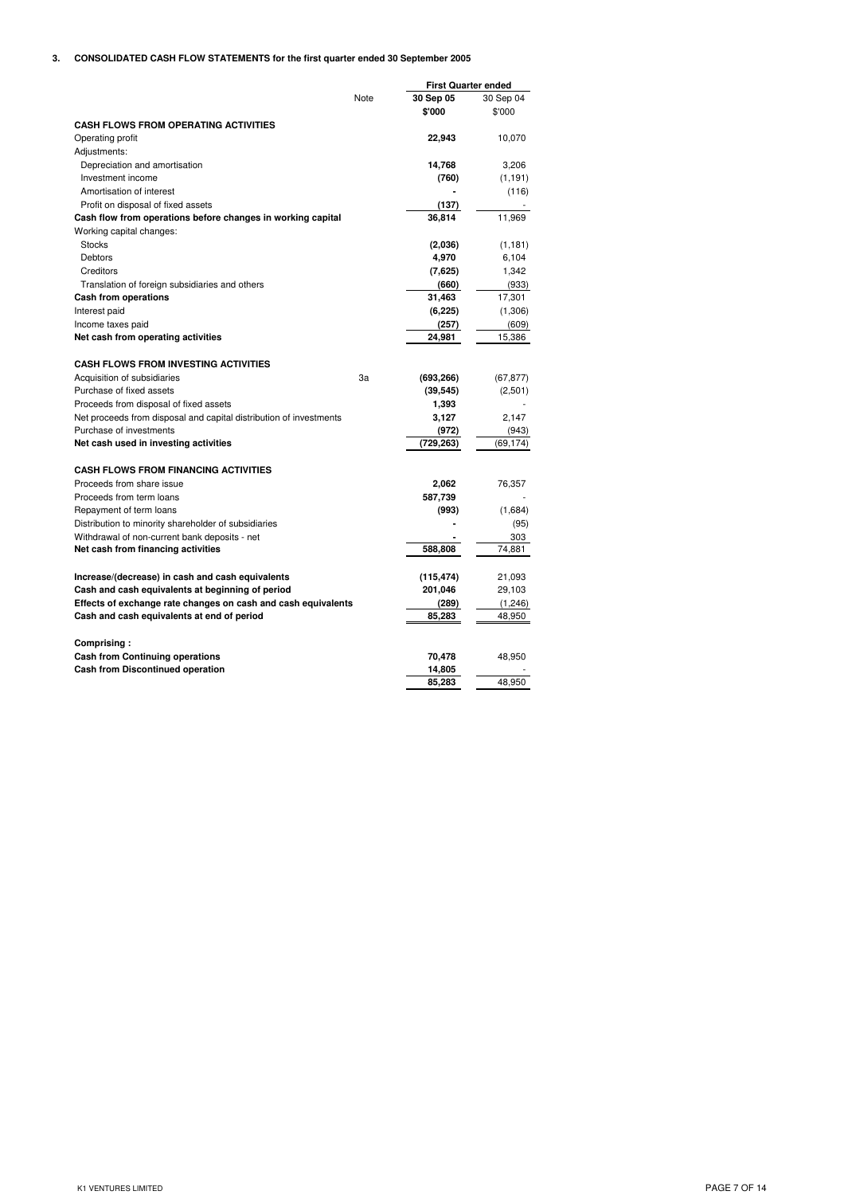### 3. CONSOLIDATED CASH FLOW STATEMENTS for the first quarter ended 30 September 2005

| | Note | First Quarter ended | |
|---|---|---|---|
| | | **30 Sep 05** | 30 Sep 04 |
| | | **$'000** | $'000 |
| **CASH FLOWS FROM OPERATING ACTIVITIES** | | | |
| Operating profit | | **22,943** | 10,070 |
| Adjustments: | | | |
| Depreciation and amortisation | | **14,768** | 3,206 |
| Investment income | | **(760)** | (1,191) |
| Amortisation of interest | | **-** | (116) |
| Profit on disposal of fixed assets | | **(137)** | - |
| **Cash flow from operations before changes in working capital** | | **36,814** | 11,969 |
| Working capital changes: | | | |
| Stocks | | **(2,036)** | (1,181) |
| Debtors | | **4,970** | 6,104 |
| Creditors | | **(7,625)** | 1,342 |
| Translation of foreign subsidiaries and others | | **(660)** | (933) |
| **Cash from operations** | | **31,463** | 17,301 |
| Interest paid | | **(6,225)** | (1,306) |
| Income taxes paid | | **(257)** | (609) |
| **Net cash from operating activities** | | **24,981** | 15,386 |
| | | | |
| **CASH FLOWS FROM INVESTING ACTIVITIES** | | | |
| Acquisition of subsidiaries | 3a | **(693,266)** | (67,877) |
| Purchase of fixed assets | | **(39,545)** | (2,501) |
| Proceeds from disposal of fixed assets | | **1,393** | - |
| Net proceeds from disposal and capital distribution of investments | | **3,127** | 2,147 |
| Purchase of investments | | **(972)** | (943) |
| **Net cash used in investing activities** | | **(729,263)** | (69,174) |
| | | | |
| **CASH FLOWS FROM FINANCING ACTIVITIES** | | | |
| Proceeds from share issue | | **2,062** | 76,357 |
| Proceeds from term loans | | **587,739** | - |
| Repayment of term loans | | **(993)** | (1,684) |
| Distribution to minority shareholder of subsidiaries | | **-** | (95) |
| Withdrawal of non-current bank deposits - net | | **-** | 303 |
| **Net cash from financing activities** | | **588,808** | 74,881 |
| | | | |
| **Increase/(decrease) in cash and cash equivalents** | | **(115,474)** | 21,093 |
| **Cash and cash equivalents at beginning of period** | | **201,046** | 29,103 |
| **Effects of exchange rate changes on cash and cash equivalents** | | **(289)** | (1,246) |
| **Cash and cash equivalents at end of period** | | **85,283** | 48,950 |
| | | | |
| **Comprising :** | | | |
| **Cash from Continuing operations** | | **70,478** | 48,950 |
| **Cash from Discontinued operation** | | **14,805** | - |
| | | **85,283** | 48,950 |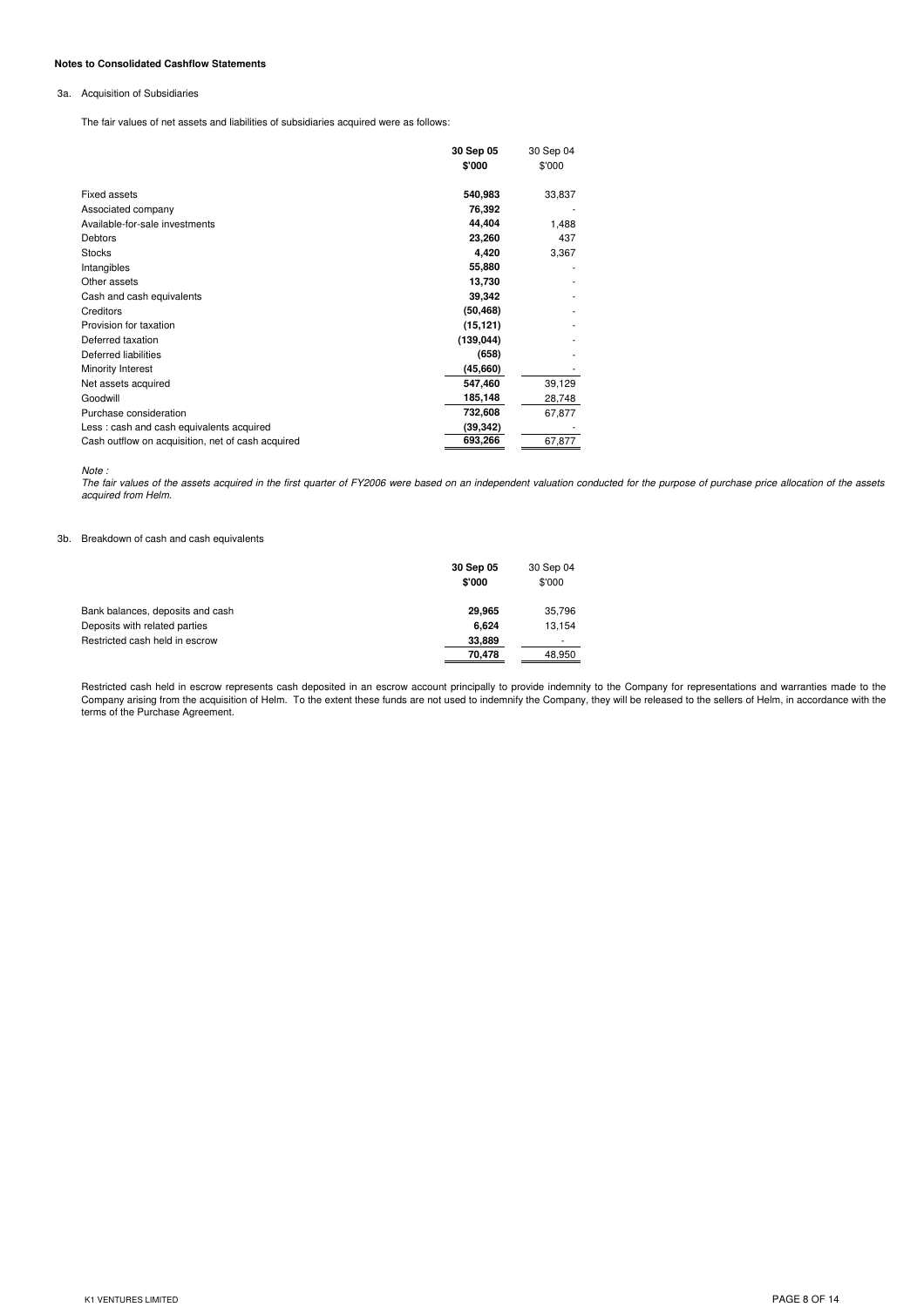**Notes to Consolidated Cashflow Statements**

3a. Acquisition of Subsidiaries

The fair values of net assets and liabilities of subsidiaries acquired were as follows:

| | **30 Sep 05** | 30 Sep 04 |
|---|---|---|
| | **$'000** | $'000 |
| Fixed assets | **540,983** | 33,837 |
| Associated company | **76,392** | - |
| Available-for-sale investments | **44,404** | 1,488 |
| Debtors | **23,260** | 437 |
| Stocks | **4,420** | 3,367 |
| Intangibles | **55,880** | - |
| Other assets | **13,730** | - |
| Cash and cash equivalents | **39,342** | - |
| Creditors | **(50,468)** | - |
| Provision for taxation | **(15,121)** | - |
| Deferred taxation | **(139,044)** | - |
| Deferred liabilities | **(658)** | - |
| Minority Interest | **(45,660)** | - |
| Net assets acquired | **547,460** | 39,129 |
| Goodwill | **185,148** | 28,748 |
| Purchase consideration | **732,608** | 67,877 |
| Less : cash and cash equivalents acquired | **(39,342)** | - |
| Cash outflow on acquisition, net of cash acquired | **693,266** | 67,877 |

*Note :*
*The fair values of the assets acquired in the first quarter of FY2006 were based on an independent valuation conducted for the purpose of purchase price allocation of the assets acquired from Helm.*

3b. Breakdown of cash and cash equivalents

| | **30 Sep 05** | 30 Sep 04 |
|---|---|---|
| | **$'000** | $'000 |
| Bank balances, deposits and cash | **29,965** | 35,796 |
| Deposits with related parties | **6,624** | 13,154 |
| Restricted cash held in escrow | **33,889** | - |
| | **70,478** | 48,950 |

Restricted cash held in escrow represents cash deposited in an escrow account principally to provide indemnity to the Company for representations and warranties made to the Company arising from the acquisition of Helm. To the extent these funds are not used to indemnify the Company, they will be released to the sellers of Helm, in accordance with the terms of the Purchase Agreement.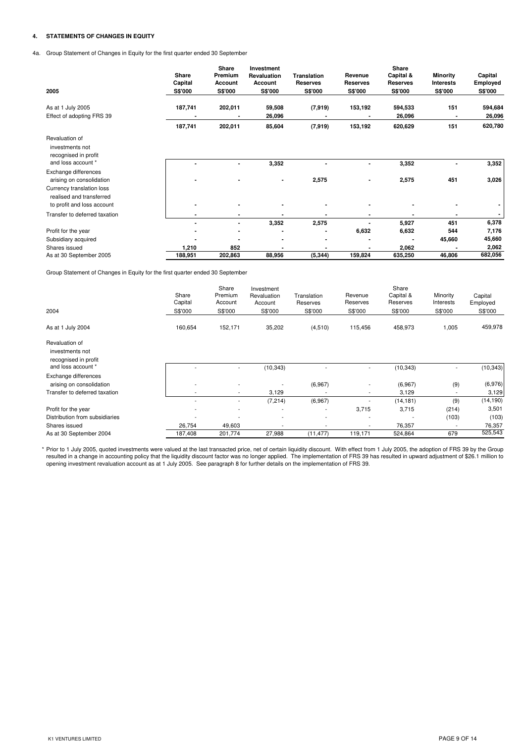#### 4. STATEMENTS OF CHANGES IN EQUITY

4a. Group Statement of Changes in Equity for the first quarter ended 30 September

| 2005 | Share Capital S$'000 | Share Premium Account S$'000 | Investment Revaluation Account S$'000 | Translation Reserves S$'000 | Revenue Reserves S$'000 | Share Capital & Reserves S$'000 | Minority Interests S$'000 | Capital Employed S$'000 |
|---|---|---|---|---|---|---|---|---|
| As at 1 July 2005 | 187,741 | 202,011 | 59,508 | (7,919) | 153,192 | 594,533 | 151 | 594,684 |
| Effect of adopting FRS 39 | - | - | 26,096 | - | - | 26,096 | - | 26,096 |
| | 187,741 | 202,011 | 85,604 | (7,919) | 153,192 | 620,629 | 151 | 620,780 |
| Revaluation of investments not recognised in profit and loss account * | - | - | 3,352 | - | - | 3,352 | - | 3,352 |
| Exchange differences arising on consolidation | - | - | - | 2,575 | - | 2,575 | 451 | 3,026 |
| Currency translation loss realised and transferred to profit and loss account | - | - | - | - | - | - | - | - |
| Transfer to deferred taxation | - | - | - | - | - | - | - | - |
| | - | - | 3,352 | 2,575 | - | 5,927 | 451 | 6,378 |
| Profit for the year | - | - | - | - | 6,632 | 6,632 | 544 | 7,176 |
| Subsidiary acquired | - | - | - | - | - | - | 45,660 | 45,660 |
| Shares issued | 1,210 | 852 | - | - | - | 2,062 | - | 2,062 |
| As at 30 September 2005 | 188,951 | 202,863 | 88,956 | (5,344) | 159,824 | 635,250 | 46,806 | 682,056 |

Group Statement of Changes in Equity for the first quarter ended 30 September

| 2004 | Share Capital S$'000 | Share Premium Account S$'000 | Investment Revaluation Account S$'000 | Translation Reserves S$'000 | Revenue Reserves S$'000 | Share Capital & Reserves S$'000 | Minority Interests S$'000 | Capital Employed S$'000 |
|---|---|---|---|---|---|---|---|---|
| As at 1 July 2004 | 160,654 | 152,171 | 35,202 | (4,510) | 115,456 | 458,973 | 1,005 | 459,978 |
| Revaluation of investments not recognised in profit and loss account * | - | - | (10,343) | - | - | (10,343) | - | (10,343) |
| Exchange differences arising on consolidation | - | - | - | (6,967) | - | (6,967) | (9) | (6,976) |
| Transfer to deferred taxation | - | - | 3,129 | - | - | 3,129 | - | 3,129 |
| | - | - | (7,214) | (6,967) | - | (14,181) | (9) | (14,190) |
| Profit for the year | - | - | - | - | 3,715 | 3,715 | (214) | 3,501 |
| Distribution from subsidiaries | - | - | - | - | - | - | (103) | (103) |
| Shares issued | 26,754 | 49,603 | - | - | - | 76,357 | - | 76,357 |
| As at 30 September 2004 | 187,408 | 201,774 | 27,988 | (11,477) | 119,171 | 524,864 | 679 | 525,543 |

\* Prior to 1 July 2005, quoted investments were valued at the last transacted price, net of certain liquidity discount. With effect from 1 July 2005, the adoption of FRS 39 by the Group resulted in a change in accounting policy that the liquidity discount factor was no longer applied. The implementation of FRS 39 has resulted in upward adjustment of $26.1 million to opening investment revaluation account as at 1 July 2005. See paragraph 8 for further details on the implementation of FRS 39.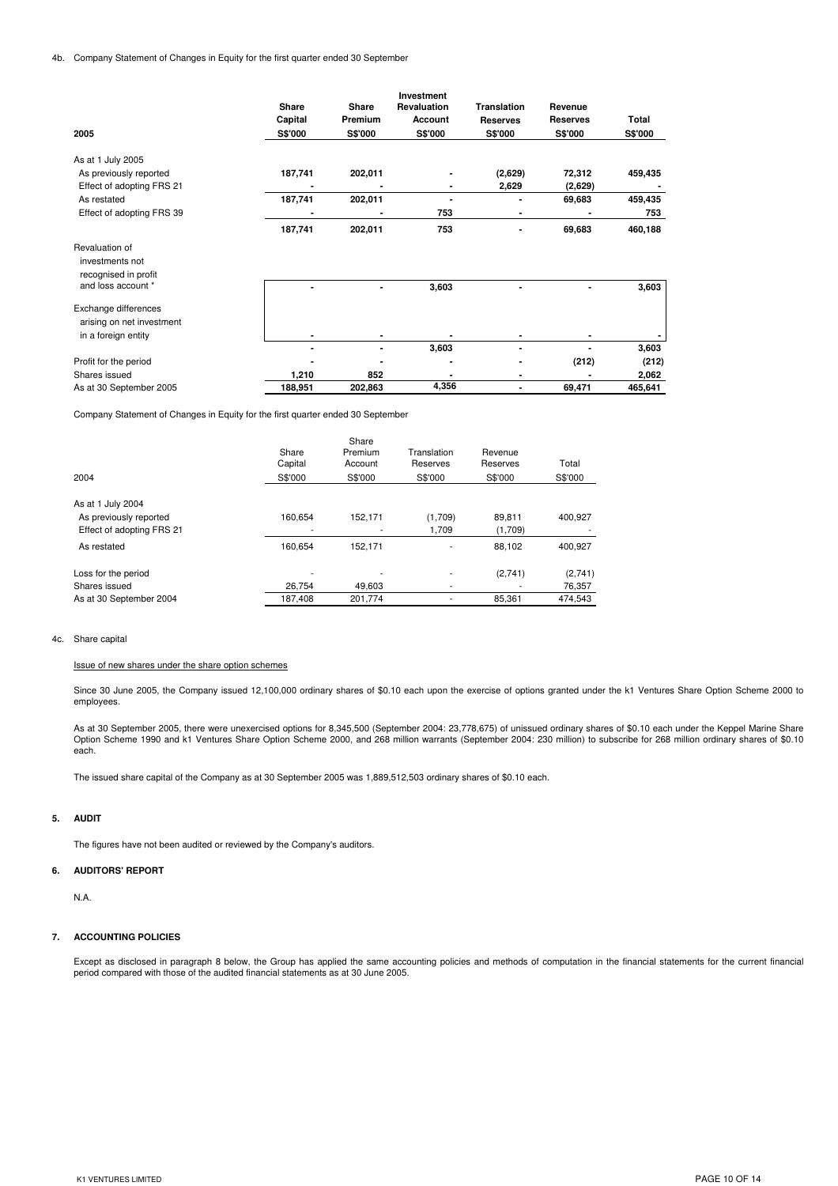4b. Company Statement of Changes in Equity for the first quarter ended 30 September

| 2005 | Share Capital S$'000 | Share Premium S$'000 | Investment Revaluation Account S$'000 | Translation Reserves S$'000 | Revenue Reserves S$'000 | Total S$'000 |
|---|---|---|---|---|---|---|
| As at 1 July 2005 | | | | | | |
| As previously reported | 187,741 | 202,011 | - | (2,629) | 72,312 | 459,435 |
| Effect of adopting FRS 21 | - | - | - | 2,629 | (2,629) | - |
| As restated | 187,741 | 202,011 | - | - | 69,683 | 459,435 |
| Effect of adopting FRS 39 | - | - | 753 | - | - | 753 |
| | 187,741 | 202,011 | 753 | - | 69,683 | 460,188 |
| Revaluation of investments not recognised in profit and loss account * | - | - | 3,603 | - | - | 3,603 |
| Exchange differences arising on net investment in a foreign entity | - | - | - | - | - | - |
| | - | - | 3,603 | - | - | 3,603 |
| Profit for the period | - | - | - | - | (212) | (212) |
| Shares issued | 1,210 | 852 | - | - | - | 2,062 |
| As at 30 September 2005 | 188,951 | 202,863 | 4,356 | - | 69,471 | 465,641 |

Company Statement of Changes in Equity for the first quarter ended 30 September

| 2004 | Share Capital S$'000 | Share Premium Account S$'000 | Translation Reserves S$'000 | Revenue Reserves S$'000 | Total S$'000 |
|---|---|---|---|---|---|
| As at 1 July 2004 | | | | | |
| As previously reported | 160,654 | 152,171 | (1,709) | 89,811 | 400,927 |
| Effect of adopting FRS 21 | - | - | 1,709 | (1,709) | - |
| As restated | 160,654 | 152,171 | - | 88,102 | 400,927 |
| Loss for the period | - | - | - | (2,741) | (2,741) |
| Shares issued | 26,754 | 49,603 | - | - | 76,357 |
| As at 30 September 2004 | 187,408 | 201,774 | - | 85,361 | 474,543 |

4c. Share capital

Issue of new shares under the share option schemes

Since 30 June 2005, the Company issued 12,100,000 ordinary shares of $0.10 each upon the exercise of options granted under the k1 Ventures Share Option Scheme 2000 to employees.

As at 30 September 2005, there were unexercised options for 8,345,500 (September 2004: 23,778,675) of unissued ordinary shares of $0.10 each under the Keppel Marine Share Option Scheme 1990 and k1 Ventures Share Option Scheme 2000, and 268 million warrants (September 2004: 230 million) to subscribe for 268 million ordinary shares of $0.10 each.

The issued share capital of the Company as at 30 September 2005 was 1,889,512,503 ordinary shares of $0.10 each.

## 5. AUDIT

The figures have not been audited or reviewed by the Company's auditors.

## 6. AUDITORS' REPORT

N.A.

## 7. ACCOUNTING POLICIES

Except as disclosed in paragraph 8 below, the Group has applied the same accounting policies and methods of computation in the financial statements for the current financial period compared with those of the audited financial statements as at 30 June 2005.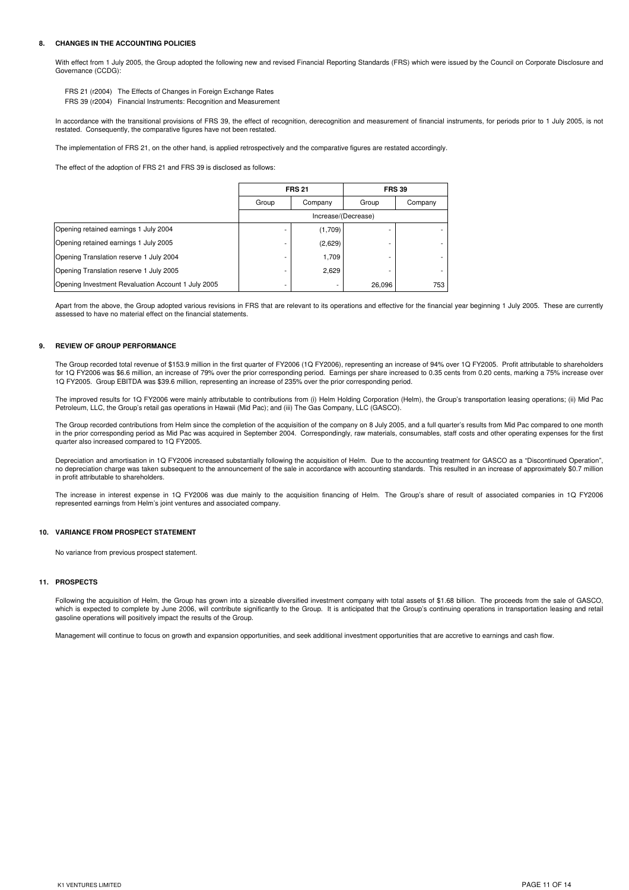## 8. CHANGES IN THE ACCOUNTING POLICIES

With effect from 1 July 2005, the Group adopted the following new and revised Financial Reporting Standards (FRS) which were issued by the Council on Corporate Disclosure and Governance (CCDG):

FRS 21 (r2004) The Effects of Changes in Foreign Exchange Rates
FRS 39 (r2004) Financial Instruments: Recognition and Measurement

In accordance with the transitional provisions of FRS 39, the effect of recognition, derecognition and measurement of financial instruments, for periods prior to 1 July 2005, is not restated. Consequently, the comparative figures have not been restated.

The implementation of FRS 21, on the other hand, is applied retrospectively and the comparative figures are restated accordingly.

The effect of the adoption of FRS 21 and FRS 39 is disclosed as follows:

| | FRS 21 | | FRS 39 | |
|---|---|---|---|---|
| | Group | Company | Group | Company |
| | Increase/(Decrease) | | | |
| Opening retained earnings 1 July 2004 | - | (1,709) | - | - |
| Opening retained earnings 1 July 2005 | - | (2,629) | - | - |
| Opening Translation reserve 1 July 2004 | - | 1,709 | - | - |
| Opening Translation reserve 1 July 2005 | - | 2,629 | - | - |
| Opening Investment Revaluation Account 1 July 2005 | - | - | 26,096 | 753 |

Apart from the above, the Group adopted various revisions in FRS that are relevant to its operations and effective for the financial year beginning 1 July 2005. These are currently assessed to have no material effect on the financial statements.

## 9. REVIEW OF GROUP PERFORMANCE

The Group recorded total revenue of $153.9 million in the first quarter of FY2006 (1Q FY2006), representing an increase of 94% over 1Q FY2005. Profit attributable to shareholders for 1Q FY2006 was $6.6 million, an increase of 79% over the prior corresponding period. Earnings per share increased to 0.35 cents from 0.20 cents, marking a 75% increase over 1Q FY2005. Group EBITDA was $39.6 million, representing an increase of 235% over the prior corresponding period.

The improved results for 1Q FY2006 were mainly attributable to contributions from (i) Helm Holding Corporation (Helm), the Group's transportation leasing operations; (ii) Mid Pac Petroleum, LLC, the Group's retail gas operations in Hawaii (Mid Pac); and (iii) The Gas Company, LLC (GASCO).

The Group recorded contributions from Helm since the completion of the acquisition of the company on 8 July 2005, and a full quarter's results from Mid Pac compared to one month in the prior corresponding period as Mid Pac was acquired in September 2004. Correspondingly, raw materials, consumables, staff costs and other operating expenses for the first quarter also increased compared to 1Q FY2005.

Depreciation and amortisation in 1Q FY2006 increased substantially following the acquisition of Helm. Due to the accounting treatment for GASCO as a "Discontinued Operation", no depreciation charge was taken subsequent to the announcement of the sale in accordance with accounting standards. This resulted in an increase of approximately $0.7 million in profit attributable to shareholders.

The increase in interest expense in 1Q FY2006 was due mainly to the acquisition financing of Helm. The Group's share of result of associated companies in 1Q FY2006 represented earnings from Helm's joint ventures and associated company.

## 10. VARIANCE FROM PROSPECT STATEMENT

No variance from previous prospect statement.

## 11. PROSPECTS

Following the acquisition of Helm, the Group has grown into a sizeable diversified investment company with total assets of $1.68 billion. The proceeds from the sale of GASCO, which is expected to complete by June 2006, will contribute significantly to the Group. It is anticipated that the Group's continuing operations in transportation leasing and retail gasoline operations will positively impact the results of the Group.

Management will continue to focus on growth and expansion opportunities, and seek additional investment opportunities that are accretive to earnings and cash flow.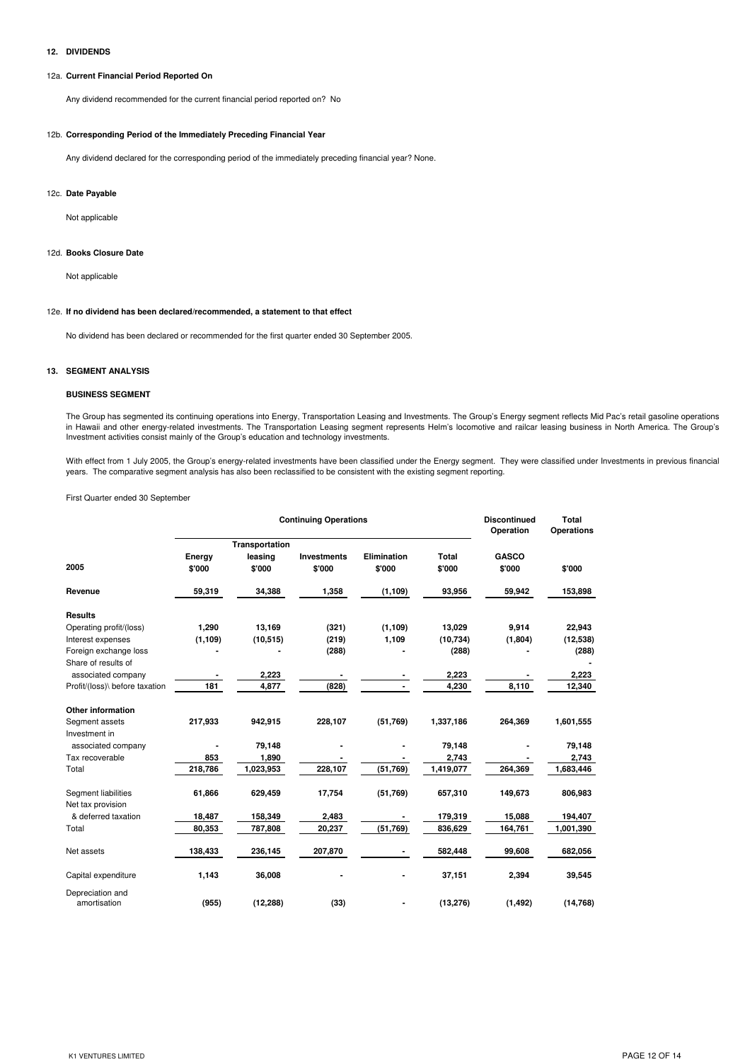## 12. DIVIDENDS

### 12a. Current Financial Period Reported On

Any dividend recommended for the current financial period reported on? No

### 12b. Corresponding Period of the Immediately Preceding Financial Year

Any dividend declared for the corresponding period of the immediately preceding financial year? None.

### 12c. Date Payable

Not applicable

### 12d. Books Closure Date

Not applicable

### 12e. If no dividend has been declared/recommended, a statement to that effect

No dividend has been declared or recommended for the first quarter ended 30 September 2005.

## 13. SEGMENT ANALYSIS

### BUSINESS SEGMENT

The Group has segmented its continuing operations into Energy, Transportation Leasing and Investments. The Group's Energy segment reflects Mid Pac's retail gasoline operations in Hawaii and other energy-related investments. The Transportation Leasing segment represents Helm's locomotive and railcar leasing business in North America. The Group's Investment activities consist mainly of the Group's education and technology investments.

With effect from 1 July 2005, the Group's energy-related investments have been classified under the Energy segment. They were classified under Investments in previous financial years. The comparative segment analysis has also been reclassified to be consistent with the existing segment reporting.

First Quarter ended 30 September

| | Continuing Operations | | | | | Discontinued Operation | Total Operations |
|---|---|---|---|---|---|---|---|
| **2005** | **Energy $'000** | **Transportation leasing $'000** | **Investments $'000** | **Elimination $'000** | **Total $'000** | **GASCO $'000** | **$'000** |
| **Revenue** | **59,319** | **34,388** | **1,358** | **(1,109)** | **93,956** | **59,942** | **153,898** |
| **Results** | | | | | | | |
| Operating profit/(loss) | 1,290 | 13,169 | (321) | (1,109) | 13,029 | 9,914 | 22,943 |
| Interest expenses | (1,109) | (10,515) | (219) | 1,109 | (10,734) | (1,804) | (12,538) |
| Foreign exchange loss | - | - | (288) | - | (288) | - | (288) |
| Share of results of associated company | - | 2,223 | - | - | 2,223 | - | 2,223 |
| Profit/(loss)\ before taxation | 181 | 4,877 | (828) | - | 4,230 | 8,110 | 12,340 |
| **Other information** | | | | | | | |
| Segment assets | 217,933 | 942,915 | 228,107 | (51,769) | 1,337,186 | 264,369 | 1,601,555 |
| Investment in associated company | - | 79,148 | - | - | 79,148 | - | 79,148 |
| Tax recoverable | 853 | 1,890 | - | - | 2,743 | - | 2,743 |
| Total | 218,786 | 1,023,953 | 228,107 | (51,769) | 1,419,077 | 264,369 | 1,683,446 |
| Segment liabilities | 61,866 | 629,459 | 17,754 | (51,769) | 657,310 | 149,673 | 806,983 |
| Net tax provision & deferred taxation | 18,487 | 158,349 | 2,483 | - | 179,319 | 15,088 | 194,407 |
| Total | 80,353 | 787,808 | 20,237 | (51,769) | 836,629 | 164,761 | 1,001,390 |
| Net assets | 138,433 | 236,145 | 207,870 | - | 582,448 | 99,608 | 682,056 |
| Capital expenditure | 1,143 | 36,008 | - | - | 37,151 | 2,394 | 39,545 |
| Depreciation and amortisation | (955) | (12,288) | (33) | - | (13,276) | (1,492) | (14,768) |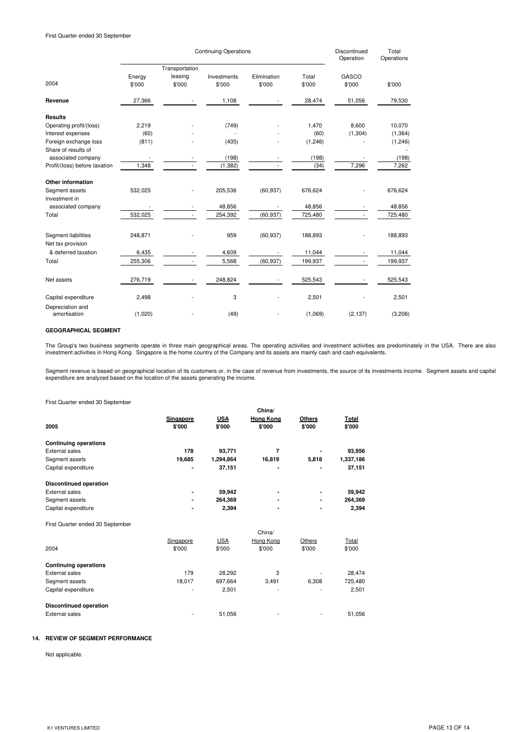First Quarter ended 30 September

| 2004 | Continuing Operations | | | | | Discontinued Operation | Total Operations |
|---|---|---|---|---|---|---|---|
| | Energy $'000 | Transportation leasing $'000 | Investments $'000 | Elimination $'000 | Total $'000 | GASCO $'000 | $'000 |
| **Revenue** | 27,366 | - | 1,108 | - | 28,474 | 51,056 | 79,530 |
| **Results** | | | | | | | |
| Operating profit/(loss) | 2,219 | - | (749) | - | 1,470 | 8,600 | 10,070 |
| Interest expenses | (60) | - | - | - | (60) | (1,304) | (1,364) |
| Foreign exchange loss | (811) | - | (435) | - | (1,246) | - | (1,246) |
| Share of results of associated company | - | - | (198) | - | (198) | - | (198) |
| Profit/(loss) before taxation | 1,348 | - | (1,382) | - | (34) | 7,296 | 7,262 |
| **Other information** | | | | | | | |
| Segment assets | 532,025 | - | 205,536 | (60,937) | 676,624 | - | 676,624 |
| Investment in associated company | - | - | 48,856 | - | 48,856 | - | 48,856 |
| Total | 532,025 | - | 254,392 | (60,937) | 725,480 | - | 725,480 |
| Segment liabilities | 248,871 | - | 959 | (60,937) | 188,893 | - | 188,893 |
| Net tax provision & deferred taxation | 6,435 | - | 4,609 | - | 11,044 | - | 11,044 |
| Total | 255,306 | - | 5,568 | (60,937) | 199,937 | - | 199,937 |
| Net assets | 276,719 | - | 248,824 | - | 525,543 | - | 525,543 |
| Capital expenditure | 2,498 | - | 3 | - | 2,501 | - | 2,501 |
| Depreciation and amortisation | (1,020) | - | (49) | - | (1,069) | (2,137) | (3,206) |

**GEOGRAPHICAL SEGMENT**

The Group's two business segments operate in three main geographical areas. The operating activities and investment activities are predominately in the USA. There are also investment activities in Hong Kong. Singapore is the home country of the Company and its assets are mainly cash and cash equivalents.

Segment revenue is based on geographical location of its customers or, in the case of revenue from investments, the source of its investments income. Segment assets and capital expenditure are analyzed based on the location of the assets generating the income.

First Quarter ended 30 September

| **2005** | **Singapore $'000** | **USA $'000** | **China/ Hong Kong $'000** | **Others $'000** | **Total $'000** |
|---|---|---|---|---|---|
| **Continuing operations** | | | | | |
| External sales | **178** | **93,771** | **7** | **-** | **93,956** |
| Segment assets | **19,685** | **1,294,864** | **16,819** | **5,818** | **1,337,186** |
| Capital expenditure | **-** | **37,151** | **-** | **-** | **37,151** |
| **Discontinued operation** | | | | | |
| External sales | **-** | **59,942** | **-** | **-** | **59,942** |
| Segment assets | **-** | **264,369** | **-** | **-** | **264,369** |
| Capital expenditure | **-** | **2,394** | **-** | **-** | **2,394** |

First Quarter ended 30 September

| 2004 | Singapore $'000 | USA $'000 | China/ Hong Kong $'000 | Others $'000 | Total $'000 |
|---|---|---|---|---|---|
| **Continuing operations** | | | | | |
| External sales | 179 | 28,292 | 3 | - | 28,474 |
| Segment assets | 18,017 | 697,664 | 3,491 | 6,308 | 725,480 |
| Capital expenditure | - | 2,501 | - | - | 2,501 |
| **Discontinued operation** | | | | | |
| External sales | - | 51,056 | - | - | 51,056 |

## 14. REVIEW OF SEGMENT PERFORMANCE

Not applicable.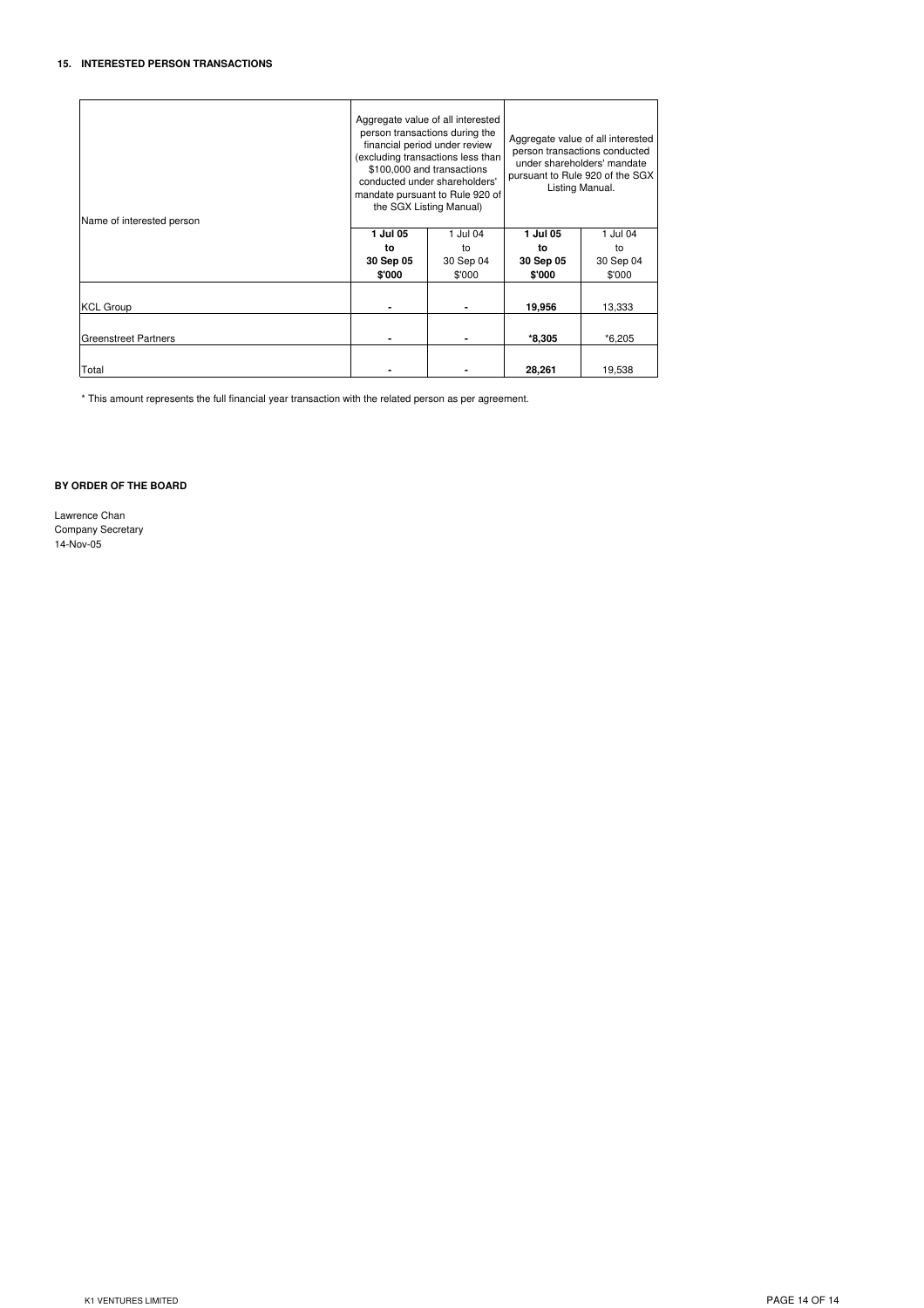### 15. INTERESTED PERSON TRANSACTIONS

| Name of interested person | Aggregate value of all interested person transactions during the financial period under review (excluding transactions less than \$100,000 and transactions conducted under shareholders' mandate pursuant to Rule 920 of the SGX Listing Manual) | | Aggregate value of all interested person transactions conducted under shareholders' mandate pursuant to Rule 920 of the SGX Listing Manual. | |
|---|---|---|---|---|
| | **1 Jul 05 to 30 Sep 05 \$'000** | 1 Jul 04 to 30 Sep 04 \$'000 | **1 Jul 05 to 30 Sep 05 \$'000** | 1 Jul 04 to 30 Sep 04 \$'000 |
| KCL Group | **-** | - | **19,956** | 13,333 |
| Greenstreet Partners | **-** | - | **\*8,305** | \*6,205 |
| Total | **-** | - | **28,261** | 19,538 |

\* This amount represents the full financial year transaction with the related person as per agreement.

**BY ORDER OF THE BOARD**

Lawrence Chan
Company Secretary
14-Nov-05